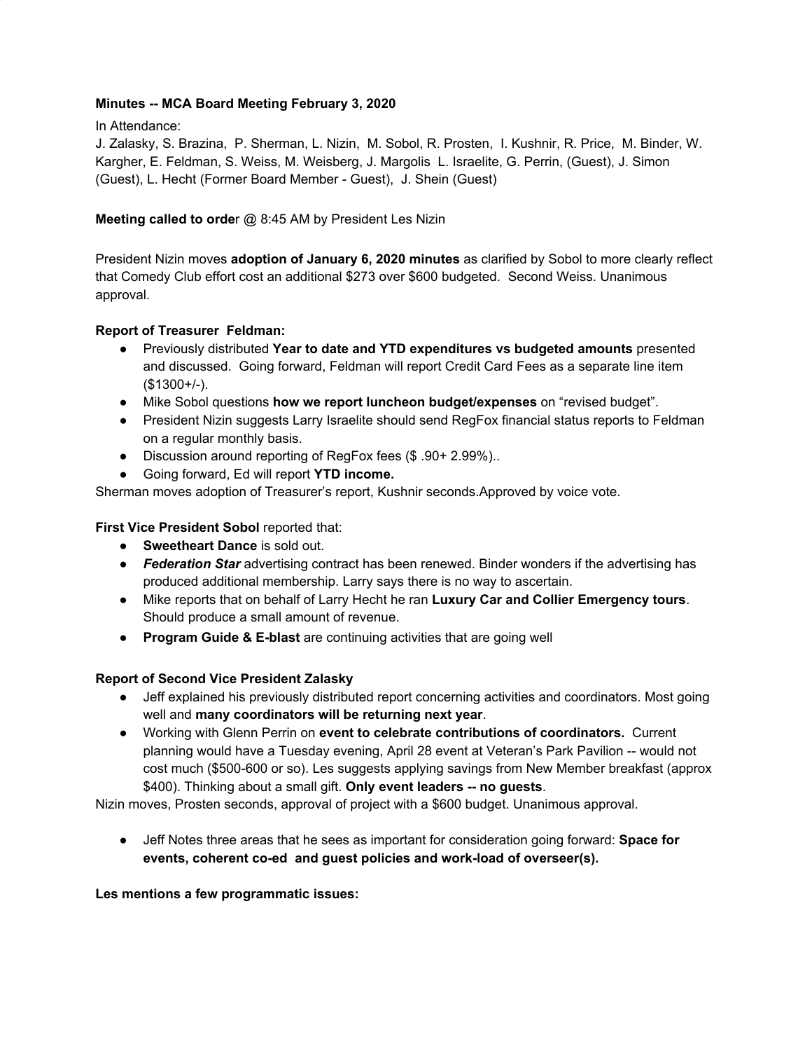**Minutes -- MCA Board Meeting February 3, 2020**

In Attendance:
J. Zalasky, S. Brazina, P. Sherman, L. Nizin, M. Sobol, R. Prosten, I. Kushnir, R. Price, M. Binder, W. Kargher, E. Feldman, S. Weiss, M. Weisberg, J. Margolis L. Israelite, G. Perrin, (Guest), J. Simon (Guest), L. Hecht (Former Board Member - Guest), J. Shein (Guest)

**Meeting called to order** @ 8:45 AM by President Les Nizin

President Nizin moves **adoption of January 6, 2020 minutes** as clarified by Sobol to more clearly reflect that Comedy Club effort cost an additional $273 over $600 budgeted. Second Weiss. Unanimous approval.

**Report of Treasurer Feldman:**

- Previously distributed **Year to date and YTD expenditures vs budgeted amounts** presented and discussed. Going forward, Feldman will report Credit Card Fees as a separate line item ($1300+/-).
- Mike Sobol questions **how we report luncheon budget/expenses** on "revised budget".
- President Nizin suggests Larry Israelite should send RegFox financial status reports to Feldman on a regular monthly basis.
- Discussion around reporting of RegFox fees ($ .90+ 2.99%)..
- Going forward, Ed will report **YTD income.**

Sherman moves adoption of Treasurer's report, Kushnir seconds.Approved by voice vote.

**First Vice President Sobol** reported that:

- **Sweetheart Dance** is sold out.
- ***Federation Star*** advertising contract has been renewed. Binder wonders if the advertising has produced additional membership. Larry says there is no way to ascertain.
- Mike reports that on behalf of Larry Hecht he ran **Luxury Car and Collier Emergency tours**. Should produce a small amount of revenue.
- **Program Guide & E-blast** are continuing activities that are going well

**Report of Second Vice President Zalasky**

- Jeff explained his previously distributed report concerning activities and coordinators. Most going well and **many coordinators will be returning next year**.
- Working with Glenn Perrin on **event to celebrate contributions of coordinators.** Current planning would have a Tuesday evening, April 28 event at Veteran's Park Pavilion -- would not cost much ($500-600 or so). Les suggests applying savings from New Member breakfast (approx $400). Thinking about a small gift. **Only event leaders -- no guests**.

Nizin moves, Prosten seconds, approval of project with a $600 budget. Unanimous approval.

- Jeff Notes three areas that he sees as important for consideration going forward: **Space for events, coherent co-ed and guest policies and work-load of overseer(s).**

**Les mentions a few programmatic issues:**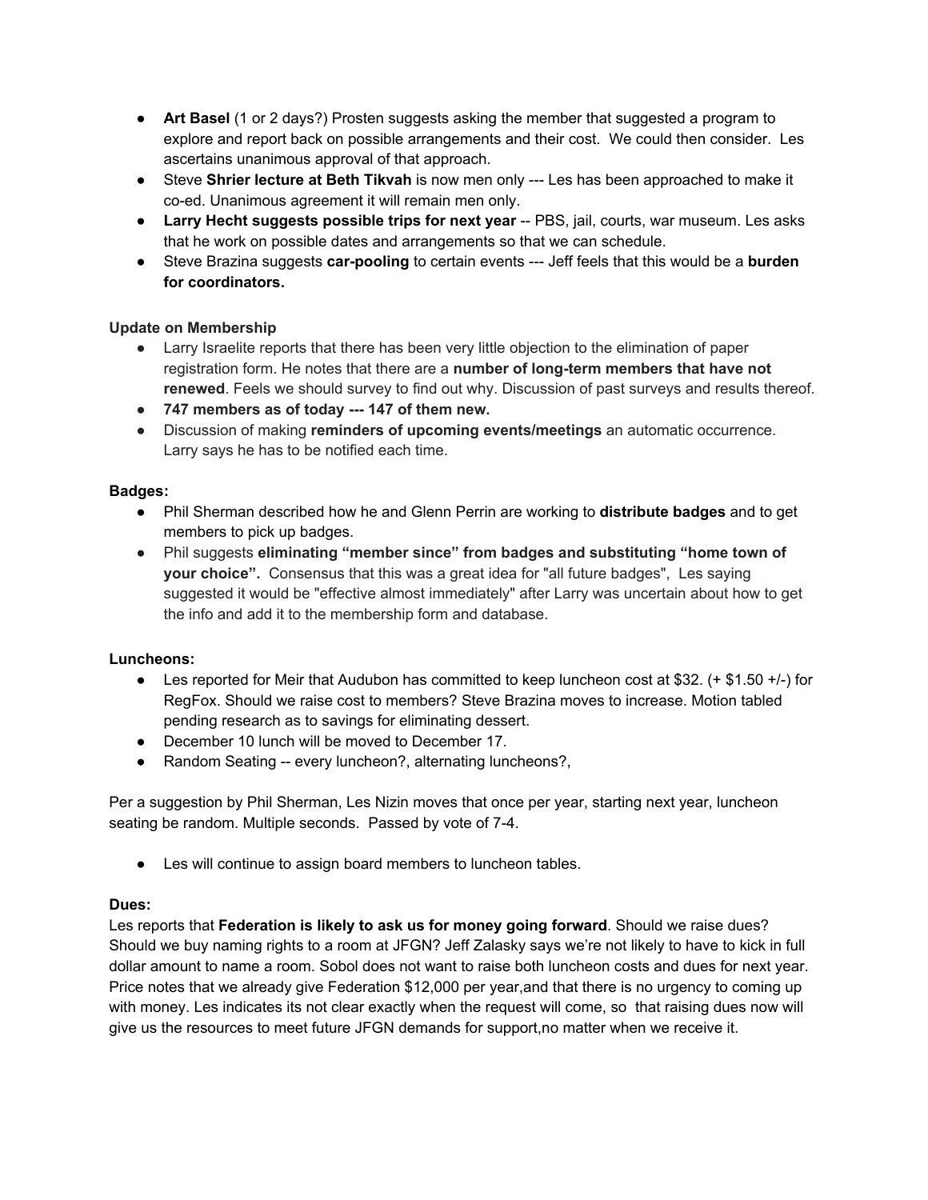- **Art Basel** (1 or 2 days?) Prosten suggests asking the member that suggested a program to explore and report back on possible arrangements and their cost. We could then consider. Les ascertains unanimous approval of that approach.
- Steve **Shrier lecture at Beth Tikvah** is now men only --- Les has been approached to make it co-ed. Unanimous agreement it will remain men only.
- **Larry Hecht suggests possible trips for next year** -- PBS, jail, courts, war museum. Les asks that he work on possible dates and arrangements so that we can schedule.
- Steve Brazina suggests **car-pooling** to certain events --- Jeff feels that this would be a **burden for coordinators.**

**Update on Membership**

- Larry Israelite reports that there has been very little objection to the elimination of paper registration form. He notes that there are a **number of long-term members that have not renewed**. Feels we should survey to find out why. Discussion of past surveys and results thereof.
- **747 members as of today --- 147 of them new.**
- Discussion of making **reminders of upcoming events/meetings** an automatic occurrence. Larry says he has to be notified each time.

**Badges:**

- Phil Sherman described how he and Glenn Perrin are working to **distribute badges** and to get members to pick up badges.
- Phil suggests **eliminating "member since" from badges and substituting "home town of your choice".** Consensus that this was a great idea for "all future badges", Les saying suggested it would be "effective almost immediately" after Larry was uncertain about how to get the info and add it to the membership form and database.

**Luncheons:**

- Les reported for Meir that Audubon has committed to keep luncheon cost at $32. (+ $1.50 +/-) for RegFox. Should we raise cost to members? Steve Brazina moves to increase. Motion tabled pending research as to savings for eliminating dessert.
- December 10 lunch will be moved to December 17.
- Random Seating -- every luncheon?, alternating luncheons?,

Per a suggestion by Phil Sherman, Les Nizin moves that once per year, starting next year, luncheon seating be random. Multiple seconds. Passed by vote of 7-4.

- Les will continue to assign board members to luncheon tables.

**Dues:**

Les reports that **Federation is likely to ask us for money going forward**. Should we raise dues? Should we buy naming rights to a room at JFGN? Jeff Zalasky says we're not likely to have to kick in full dollar amount to name a room. Sobol does not want to raise both luncheon costs and dues for next year. Price notes that we already give Federation $12,000 per year,and that there is no urgency to coming up with money. Les indicates its not clear exactly when the request will come, so that raising dues now will give us the resources to meet future JFGN demands for support,no matter when we receive it.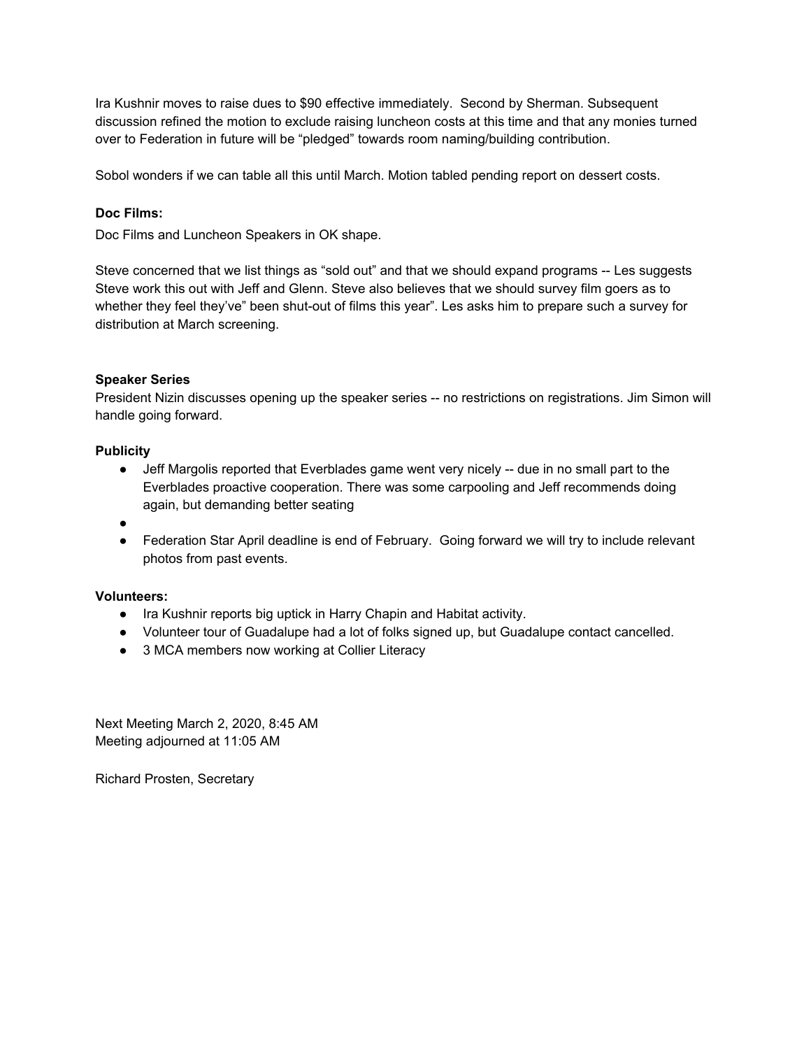Ira Kushnir moves to raise dues to $90 effective immediately. Second by Sherman. Subsequent discussion refined the motion to exclude raising luncheon costs at this time and that any monies turned over to Federation in future will be "pledged" towards room naming/building contribution.

Sobol wonders if we can table all this until March. Motion tabled pending report on dessert costs.

**Doc Films:**

Doc Films and Luncheon Speakers in OK shape.

Steve concerned that we list things as "sold out" and that we should expand programs -- Les suggests Steve work this out with Jeff and Glenn. Steve also believes that we should survey film goers as to whether they feel they've" been shut-out of films this year". Les asks him to prepare such a survey for distribution at March screening.

**Speaker Series**

President Nizin discusses opening up the speaker series -- no restrictions on registrations. Jim Simon will handle going forward.

**Publicity**

- Jeff Margolis reported that Everblades game went very nicely -- due in no small part to the Everblades proactive cooperation. There was some carpooling and Jeff recommends doing again, but demanding better seating
- 
- Federation Star April deadline is end of February. Going forward we will try to include relevant photos from past events.

**Volunteers:**

- Ira Kushnir reports big uptick in Harry Chapin and Habitat activity.
- Volunteer tour of Guadalupe had a lot of folks signed up, but Guadalupe contact cancelled.
- 3 MCA members now working at Collier Literacy

Next Meeting March 2, 2020, 8:45 AM
Meeting adjourned at 11:05 AM

Richard Prosten, Secretary